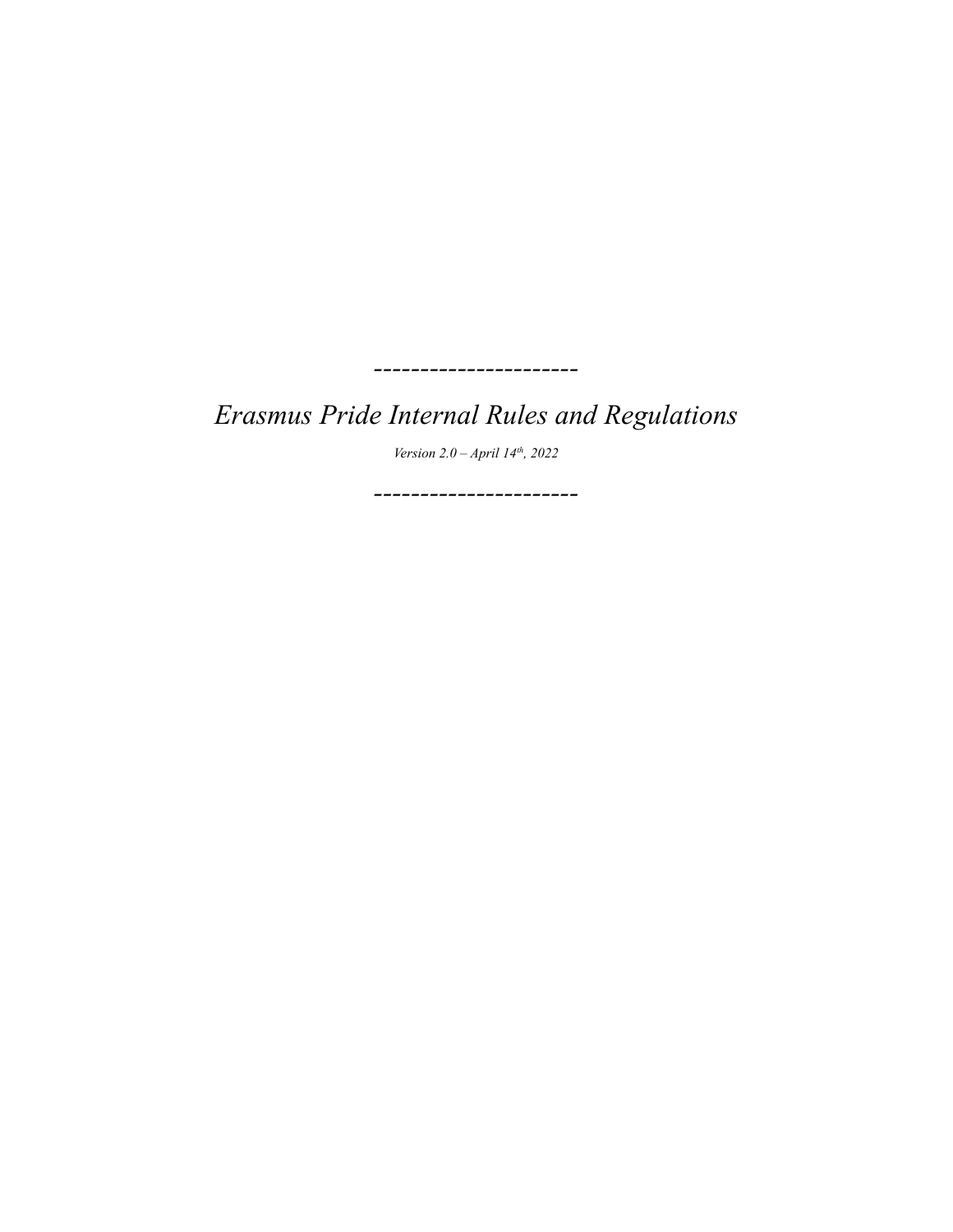----------------------

# *Erasmus Pride Internal Rules and Regulations*

*Version 2.0 – April 14th, 2022*

----------------------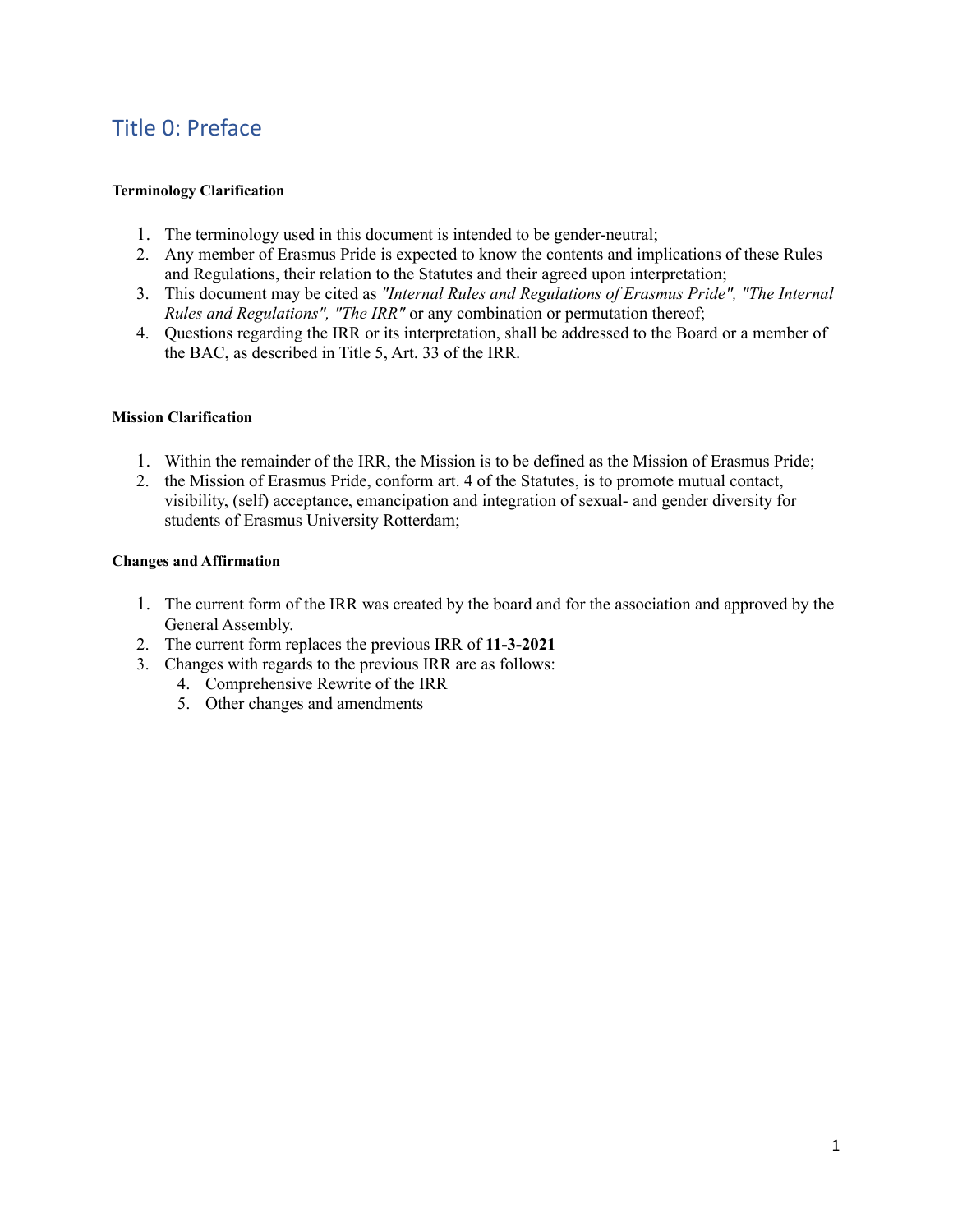# Title 0: Preface

**Terminology Clarification**

1. The terminology used in this document is intended to be gender-neutral;
2. Any member of Erasmus Pride is expected to know the contents and implications of these Rules and Regulations, their relation to the Statutes and their agreed upon interpretation;
3. This document may be cited as *"Internal Rules and Regulations of Erasmus Pride", "The Internal Rules and Regulations", "The IRR"* or any combination or permutation thereof;
4. Questions regarding the IRR or its interpretation, shall be addressed to the Board or a member of the BAC, as described in Title 5, Art. 33 of the IRR.

**Mission Clarification**

1. Within the remainder of the IRR, the Mission is to be defined as the Mission of Erasmus Pride;
2. the Mission of Erasmus Pride, conform art. 4 of the Statutes, is to promote mutual contact, visibility, (self) acceptance, emancipation and integration of sexual- and gender diversity for students of Erasmus University Rotterdam;

**Changes and Affirmation**

1. The current form of the IRR was created by the board and for the association and approved by the General Assembly.
2. The current form replaces the previous IRR of **11-3-2021**
3. Changes with regards to the previous IRR are as follows:
    4. Comprehensive Rewrite of the IRR
    5. Other changes and amendments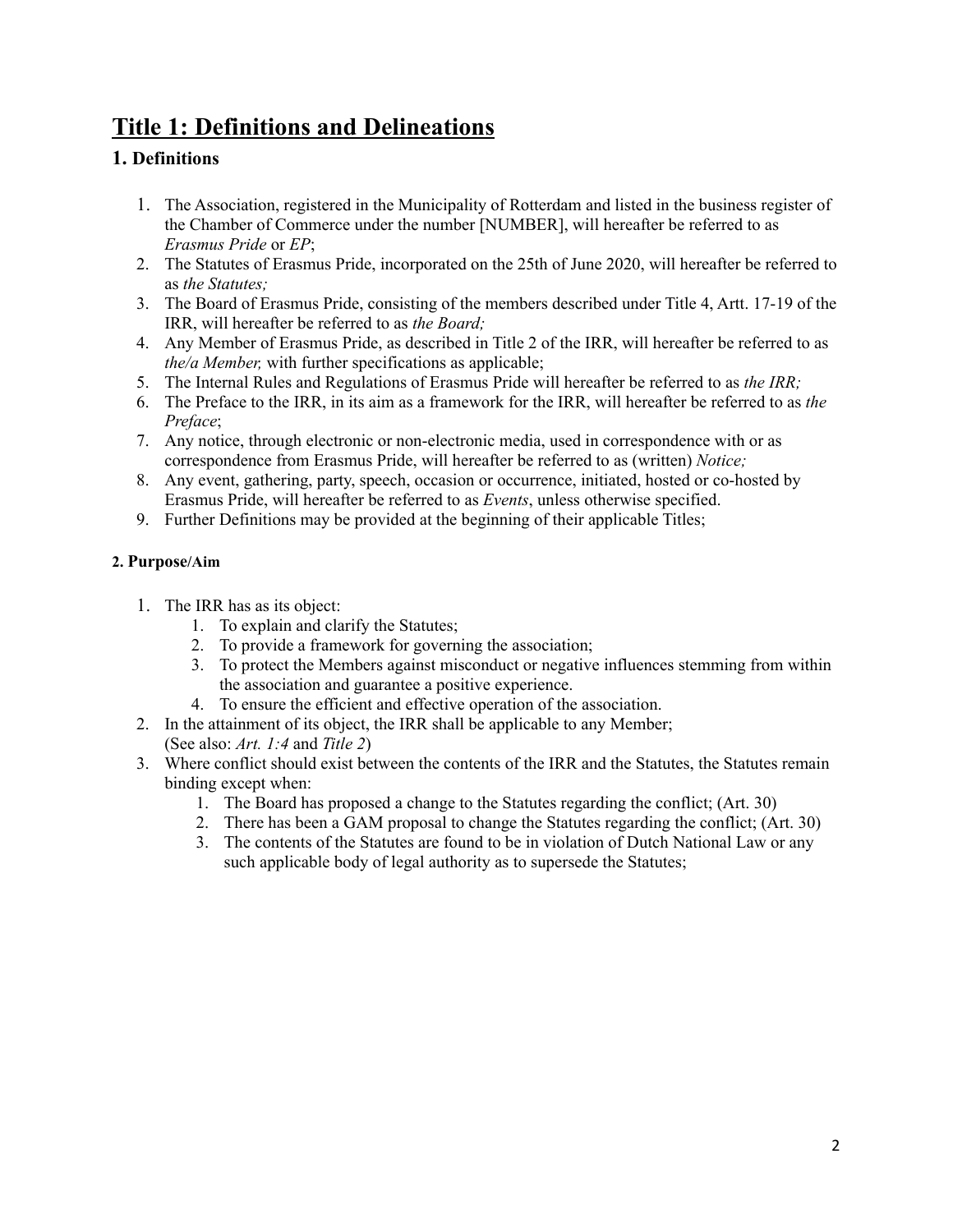# Title 1: Definitions and Delineations

## 1. Definitions

1. The Association, registered in the Municipality of Rotterdam and listed in the business register of the Chamber of Commerce under the number [NUMBER], will hereafter be referred to as *Erasmus Pride* or *EP*;
2. The Statutes of Erasmus Pride, incorporated on the 25th of June 2020, will hereafter be referred to as *the Statutes;*
3. The Board of Erasmus Pride, consisting of the members described under Title 4, Artt. 17-19 of the IRR, will hereafter be referred to as *the Board;*
4. Any Member of Erasmus Pride, as described in Title 2 of the IRR, will hereafter be referred to as *the/a Member,* with further specifications as applicable;
5. The Internal Rules and Regulations of Erasmus Pride will hereafter be referred to as *the IRR;*
6. The Preface to the IRR, in its aim as a framework for the IRR, will hereafter be referred to as *the Preface*;
7. Any notice, through electronic or non-electronic media, used in correspondence with or as correspondence from Erasmus Pride, will hereafter be referred to as (written) *Notice;*
8. Any event, gathering, party, speech, occasion or occurrence, initiated, hosted or co-hosted by Erasmus Pride, will hereafter be referred to as *Events*, unless otherwise specified.
9. Further Definitions may be provided at the beginning of their applicable Titles;

#### 2. Purpose/Aim

1. The IRR has as its object:
    1. To explain and clarify the Statutes;
    2. To provide a framework for governing the association;
    3. To protect the Members against misconduct or negative influences stemming from within the association and guarantee a positive experience.
    4. To ensure the efficient and effective operation of the association.
2. In the attainment of its object, the IRR shall be applicable to any Member;
   (See also: *Art. 1:4* and *Title 2*)
3. Where conflict should exist between the contents of the IRR and the Statutes, the Statutes remain binding except when:
    1. The Board has proposed a change to the Statutes regarding the conflict; (Art. 30)
    2. There has been a GAM proposal to change the Statutes regarding the conflict; (Art. 30)
    3. The contents of the Statutes are found to be in violation of Dutch National Law or any such applicable body of legal authority as to supersede the Statutes;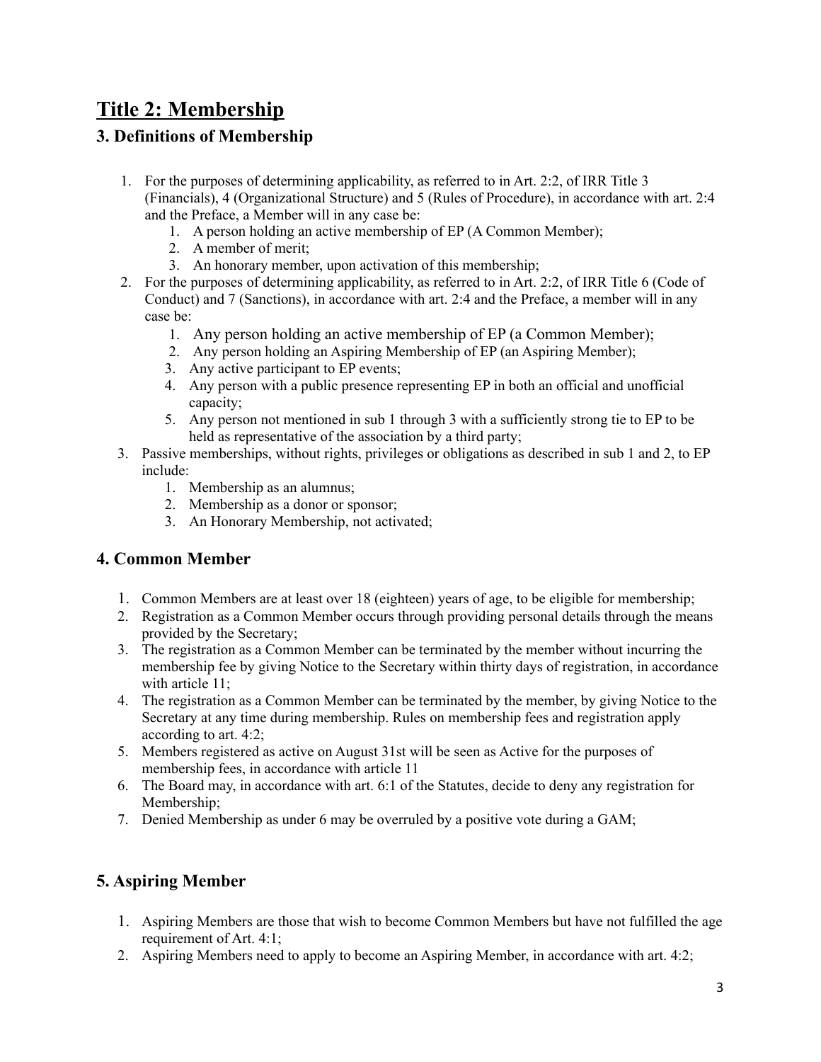# Title 2: Membership

## 3. Definitions of Membership

1. For the purposes of determining applicability, as referred to in Art. 2:2, of IRR Title 3 (Financials), 4 (Organizational Structure) and 5 (Rules of Procedure), in accordance with art. 2:4 and the Preface, a Member will in any case be:
    1. A person holding an active membership of EP (A Common Member);
    2. A member of merit;
    3. An honorary member, upon activation of this membership;
2. For the purposes of determining applicability, as referred to in Art. 2:2, of IRR Title 6 (Code of Conduct) and 7 (Sanctions), in accordance with art. 2:4 and the Preface, a member will in any case be:
    1. Any person holding an active membership of EP (a Common Member);
    2. Any person holding an Aspiring Membership of EP (an Aspiring Member);
    3. Any active participant to EP events;
    4. Any person with a public presence representing EP in both an official and unofficial capacity;
    5. Any person not mentioned in sub 1 through 3 with a sufficiently strong tie to EP to be held as representative of the association by a third party;
3. Passive memberships, without rights, privileges or obligations as described in sub 1 and 2, to EP include:
    1. Membership as an alumnus;
    2. Membership as a donor or sponsor;
    3. An Honorary Membership, not activated;

## 4. Common Member

1. Common Members are at least over 18 (eighteen) years of age, to be eligible for membership;
2. Registration as a Common Member occurs through providing personal details through the means provided by the Secretary;
3. The registration as a Common Member can be terminated by the member without incurring the membership fee by giving Notice to the Secretary within thirty days of registration, in accordance with article 11;
4. The registration as a Common Member can be terminated by the member, by giving Notice to the Secretary at any time during membership. Rules on membership fees and registration apply according to art. 4:2;
5. Members registered as active on August 31st will be seen as Active for the purposes of membership fees, in accordance with article 11
6. The Board may, in accordance with art. 6:1 of the Statutes, decide to deny any registration for Membership;
7. Denied Membership as under 6 may be overruled by a positive vote during a GAM;

## 5. Aspiring Member

1. Aspiring Members are those that wish to become Common Members but have not fulfilled the age requirement of Art. 4:1;
2. Aspiring Members need to apply to become an Aspiring Member, in accordance with art. 4:2;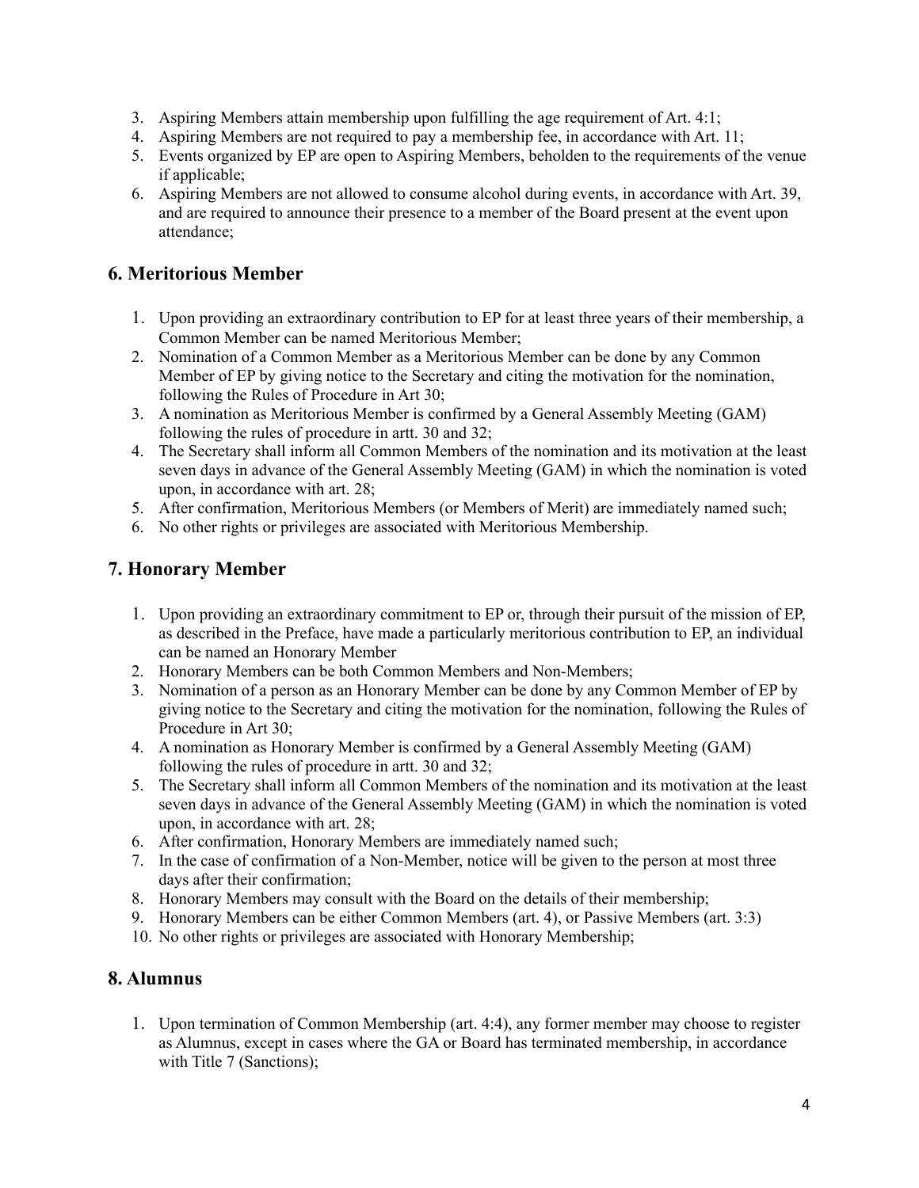3. Aspiring Members attain membership upon fulfilling the age requirement of Art. 4:1;
4. Aspiring Members are not required to pay a membership fee, in accordance with Art. 11;
5. Events organized by EP are open to Aspiring Members, beholden to the requirements of the venue if applicable;
6. Aspiring Members are not allowed to consume alcohol during events, in accordance with Art. 39, and are required to announce their presence to a member of the Board present at the event upon attendance;

## 6. Meritorious Member

1. Upon providing an extraordinary contribution to EP for at least three years of their membership, a Common Member can be named Meritorious Member;
2. Nomination of a Common Member as a Meritorious Member can be done by any Common Member of EP by giving notice to the Secretary and citing the motivation for the nomination, following the Rules of Procedure in Art 30;
3. A nomination as Meritorious Member is confirmed by a General Assembly Meeting (GAM) following the rules of procedure in artt. 30 and 32;
4. The Secretary shall inform all Common Members of the nomination and its motivation at the least seven days in advance of the General Assembly Meeting (GAM) in which the nomination is voted upon, in accordance with art. 28;
5. After confirmation, Meritorious Members (or Members of Merit) are immediately named such;
6. No other rights or privileges are associated with Meritorious Membership.

## 7. Honorary Member

1. Upon providing an extraordinary commitment to EP or, through their pursuit of the mission of EP, as described in the Preface, have made a particularly meritorious contribution to EP, an individual can be named an Honorary Member
2. Honorary Members can be both Common Members and Non-Members;
3. Nomination of a person as an Honorary Member can be done by any Common Member of EP by giving notice to the Secretary and citing the motivation for the nomination, following the Rules of Procedure in Art 30;
4. A nomination as Honorary Member is confirmed by a General Assembly Meeting (GAM) following the rules of procedure in artt. 30 and 32;
5. The Secretary shall inform all Common Members of the nomination and its motivation at the least seven days in advance of the General Assembly Meeting (GAM) in which the nomination is voted upon, in accordance with art. 28;
6. After confirmation, Honorary Members are immediately named such;
7. In the case of confirmation of a Non-Member, notice will be given to the person at most three days after their confirmation;
8. Honorary Members may consult with the Board on the details of their membership;
9. Honorary Members can be either Common Members (art. 4), or Passive Members (art. 3:3)
10. No other rights or privileges are associated with Honorary Membership;

## 8. Alumnus

1. Upon termination of Common Membership (art. 4:4), any former member may choose to register as Alumnus, except in cases where the GA or Board has terminated membership, in accordance with Title 7 (Sanctions);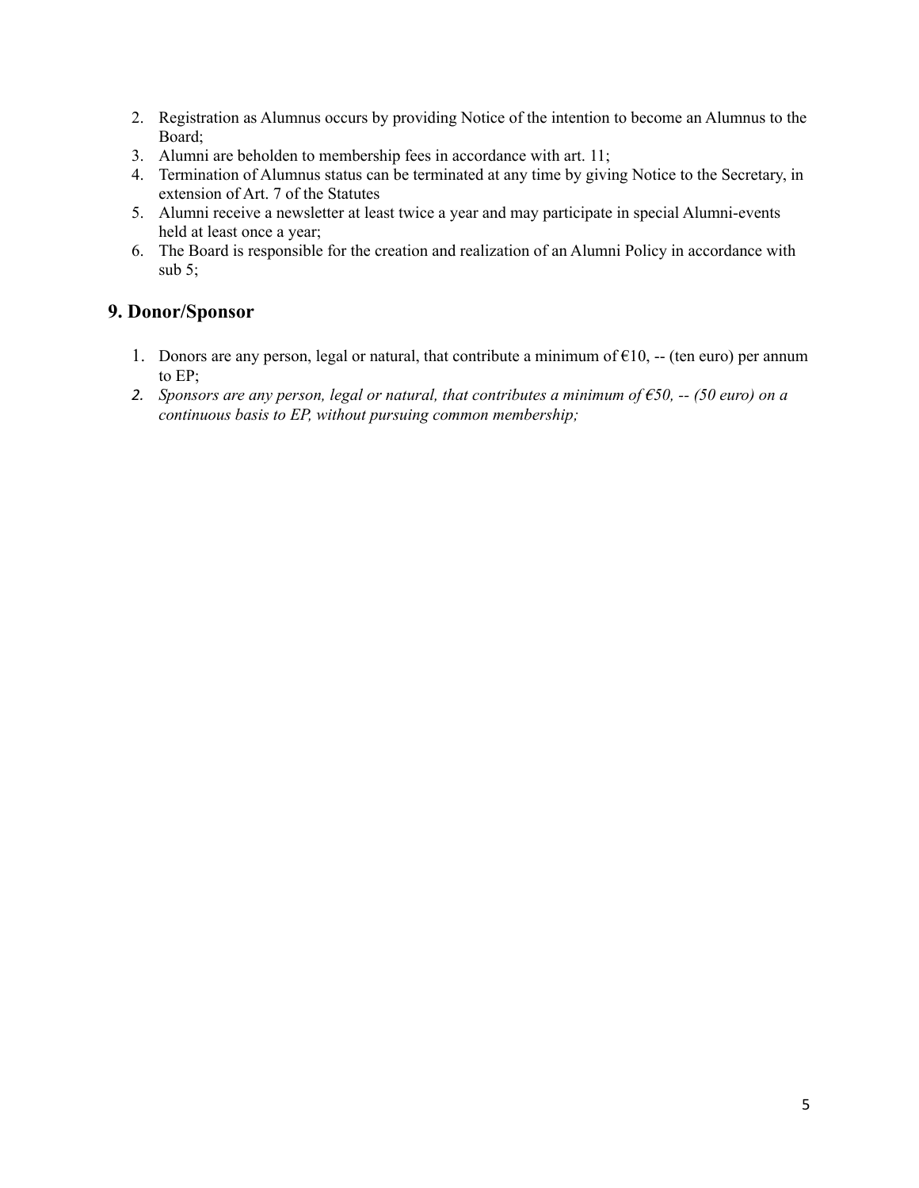2. Registration as Alumnus occurs by providing Notice of the intention to become an Alumnus to the Board;
3. Alumni are beholden to membership fees in accordance with art. 11;
4. Termination of Alumnus status can be terminated at any time by giving Notice to the Secretary, in extension of Art. 7 of the Statutes
5. Alumni receive a newsletter at least twice a year and may participate in special Alumni-events held at least once a year;
6. The Board is responsible for the creation and realization of an Alumni Policy in accordance with sub 5;

## 9. Donor/Sponsor

1. Donors are any person, legal or natural, that contribute a minimum of €10, -- (ten euro) per annum to EP;
2. *Sponsors are any person, legal or natural, that contributes a minimum of €50, -- (50 euro) on a continuous basis to EP, without pursuing common membership;*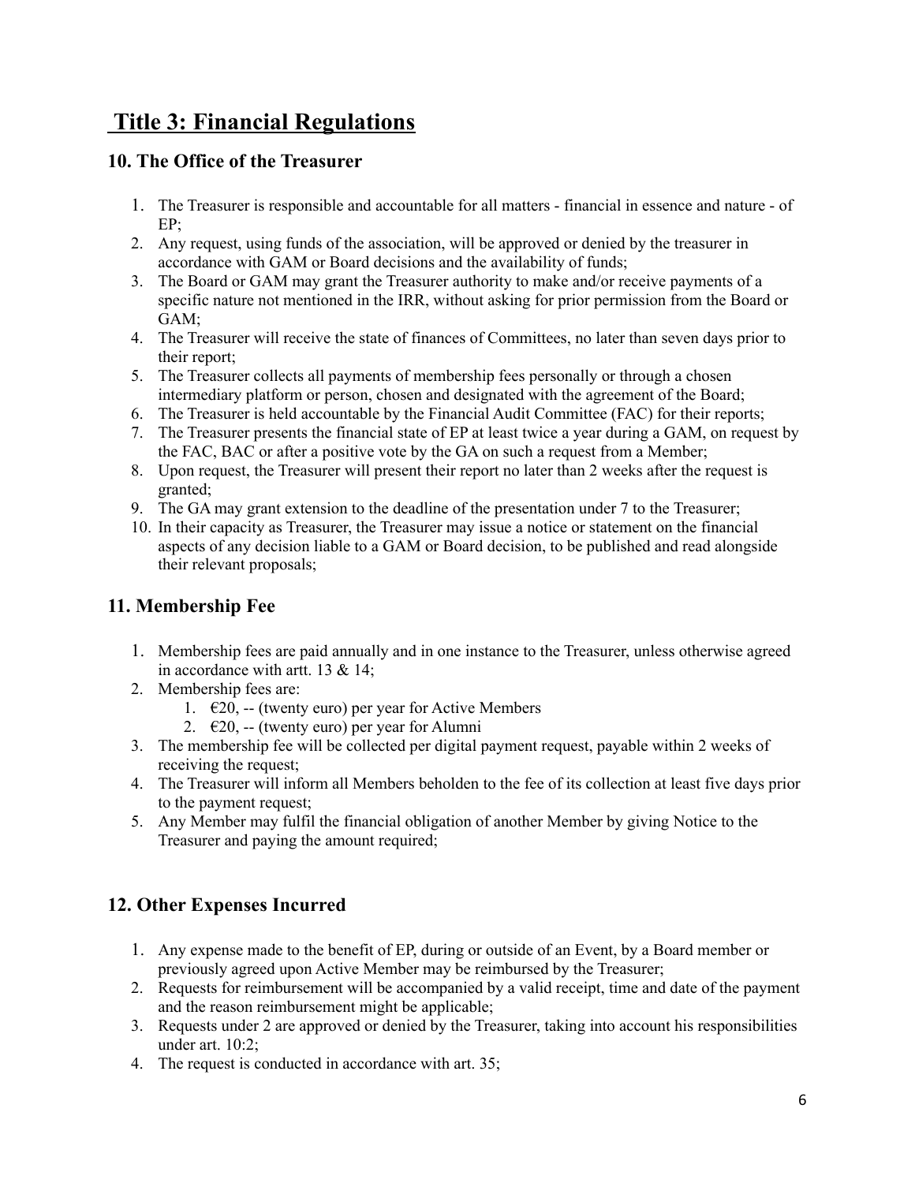# Title 3: Financial Regulations

## 10. The Office of the Treasurer

1. The Treasurer is responsible and accountable for all matters - financial in essence and nature - of EP;
2. Any request, using funds of the association, will be approved or denied by the treasurer in accordance with GAM or Board decisions and the availability of funds;
3. The Board or GAM may grant the Treasurer authority to make and/or receive payments of a specific nature not mentioned in the IRR, without asking for prior permission from the Board or GAM;
4. The Treasurer will receive the state of finances of Committees, no later than seven days prior to their report;
5. The Treasurer collects all payments of membership fees personally or through a chosen intermediary platform or person, chosen and designated with the agreement of the Board;
6. The Treasurer is held accountable by the Financial Audit Committee (FAC) for their reports;
7. The Treasurer presents the financial state of EP at least twice a year during a GAM, on request by the FAC, BAC or after a positive vote by the GA on such a request from a Member;
8. Upon request, the Treasurer will present their report no later than 2 weeks after the request is granted;
9. The GA may grant extension to the deadline of the presentation under 7 to the Treasurer;
10. In their capacity as Treasurer, the Treasurer may issue a notice or statement on the financial aspects of any decision liable to a GAM or Board decision, to be published and read alongside their relevant proposals;

## 11. Membership Fee

1. Membership fees are paid annually and in one instance to the Treasurer, unless otherwise agreed in accordance with artt. 13 & 14;
2. Membership fees are:
    1. €20, -- (twenty euro) per year for Active Members
    2. €20, -- (twenty euro) per year for Alumni
3. The membership fee will be collected per digital payment request, payable within 2 weeks of receiving the request;
4. The Treasurer will inform all Members beholden to the fee of its collection at least five days prior to the payment request;
5. Any Member may fulfil the financial obligation of another Member by giving Notice to the Treasurer and paying the amount required;

## 12. Other Expenses Incurred

1. Any expense made to the benefit of EP, during or outside of an Event, by a Board member or previously agreed upon Active Member may be reimbursed by the Treasurer;
2. Requests for reimbursement will be accompanied by a valid receipt, time and date of the payment and the reason reimbursement might be applicable;
3. Requests under 2 are approved or denied by the Treasurer, taking into account his responsibilities under art. 10:2;
4. The request is conducted in accordance with art. 35;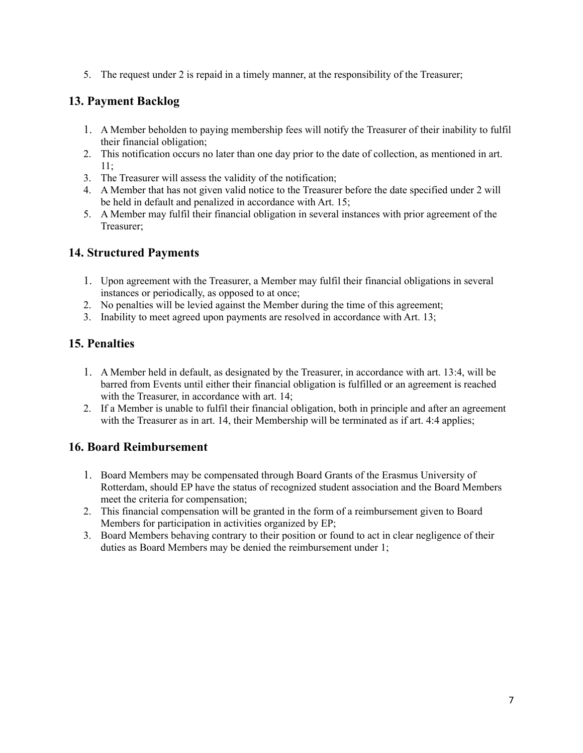5. The request under 2 is repaid in a timely manner, at the responsibility of the Treasurer;

## 13. Payment Backlog

1. A Member beholden to paying membership fees will notify the Treasurer of their inability to fulfil their financial obligation;
2. This notification occurs no later than one day prior to the date of collection, as mentioned in art. 11;
3. The Treasurer will assess the validity of the notification;
4. A Member that has not given valid notice to the Treasurer before the date specified under 2 will be held in default and penalized in accordance with Art. 15;
5. A Member may fulfil their financial obligation in several instances with prior agreement of the Treasurer;

## 14. Structured Payments

1. Upon agreement with the Treasurer, a Member may fulfil their financial obligations in several instances or periodically, as opposed to at once;
2. No penalties will be levied against the Member during the time of this agreement;
3. Inability to meet agreed upon payments are resolved in accordance with Art. 13;

## 15. Penalties

1. A Member held in default, as designated by the Treasurer, in accordance with art. 13:4, will be barred from Events until either their financial obligation is fulfilled or an agreement is reached with the Treasurer, in accordance with art. 14;
2. If a Member is unable to fulfil their financial obligation, both in principle and after an agreement with the Treasurer as in art. 14, their Membership will be terminated as if art. 4:4 applies;

## 16. Board Reimbursement

1. Board Members may be compensated through Board Grants of the Erasmus University of Rotterdam, should EP have the status of recognized student association and the Board Members meet the criteria for compensation;
2. This financial compensation will be granted in the form of a reimbursement given to Board Members for participation in activities organized by EP;
3. Board Members behaving contrary to their position or found to act in clear negligence of their duties as Board Members may be denied the reimbursement under 1;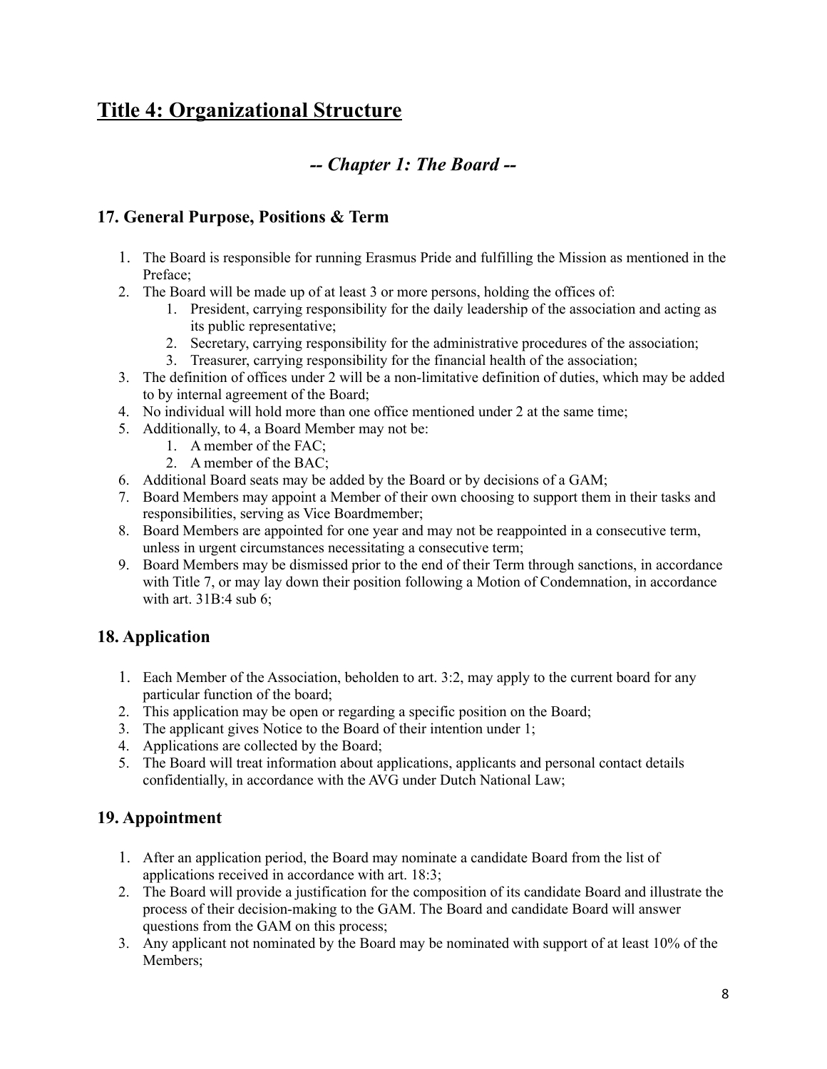# Title 4: Organizational Structure

## *-- Chapter 1: The Board --*

### 17. General Purpose, Positions & Term

1. The Board is responsible for running Erasmus Pride and fulfilling the Mission as mentioned in the Preface;
2. The Board will be made up of at least 3 or more persons, holding the offices of:
    1. President, carrying responsibility for the daily leadership of the association and acting as its public representative;
    2. Secretary, carrying responsibility for the administrative procedures of the association;
    3. Treasurer, carrying responsibility for the financial health of the association;
3. The definition of offices under 2 will be a non-limitative definition of duties, which may be added to by internal agreement of the Board;
4. No individual will hold more than one office mentioned under 2 at the same time;
5. Additionally, to 4, a Board Member may not be:
    1. A member of the FAC;
    2. A member of the BAC;
6. Additional Board seats may be added by the Board or by decisions of a GAM;
7. Board Members may appoint a Member of their own choosing to support them in their tasks and responsibilities, serving as Vice Boardmember;
8. Board Members are appointed for one year and may not be reappointed in a consecutive term, unless in urgent circumstances necessitating a consecutive term;
9. Board Members may be dismissed prior to the end of their Term through sanctions, in accordance with Title 7, or may lay down their position following a Motion of Condemnation, in accordance with art. 31B:4 sub 6;

### 18. Application

1. Each Member of the Association, beholden to art. 3:2, may apply to the current board for any particular function of the board;
2. This application may be open or regarding a specific position on the Board;
3. The applicant gives Notice to the Board of their intention under 1;
4. Applications are collected by the Board;
5. The Board will treat information about applications, applicants and personal contact details confidentially, in accordance with the AVG under Dutch National Law;

### 19. Appointment

1. After an application period, the Board may nominate a candidate Board from the list of applications received in accordance with art. 18:3;
2. The Board will provide a justification for the composition of its candidate Board and illustrate the process of their decision-making to the GAM. The Board and candidate Board will answer questions from the GAM on this process;
3. Any applicant not nominated by the Board may be nominated with support of at least 10% of the Members;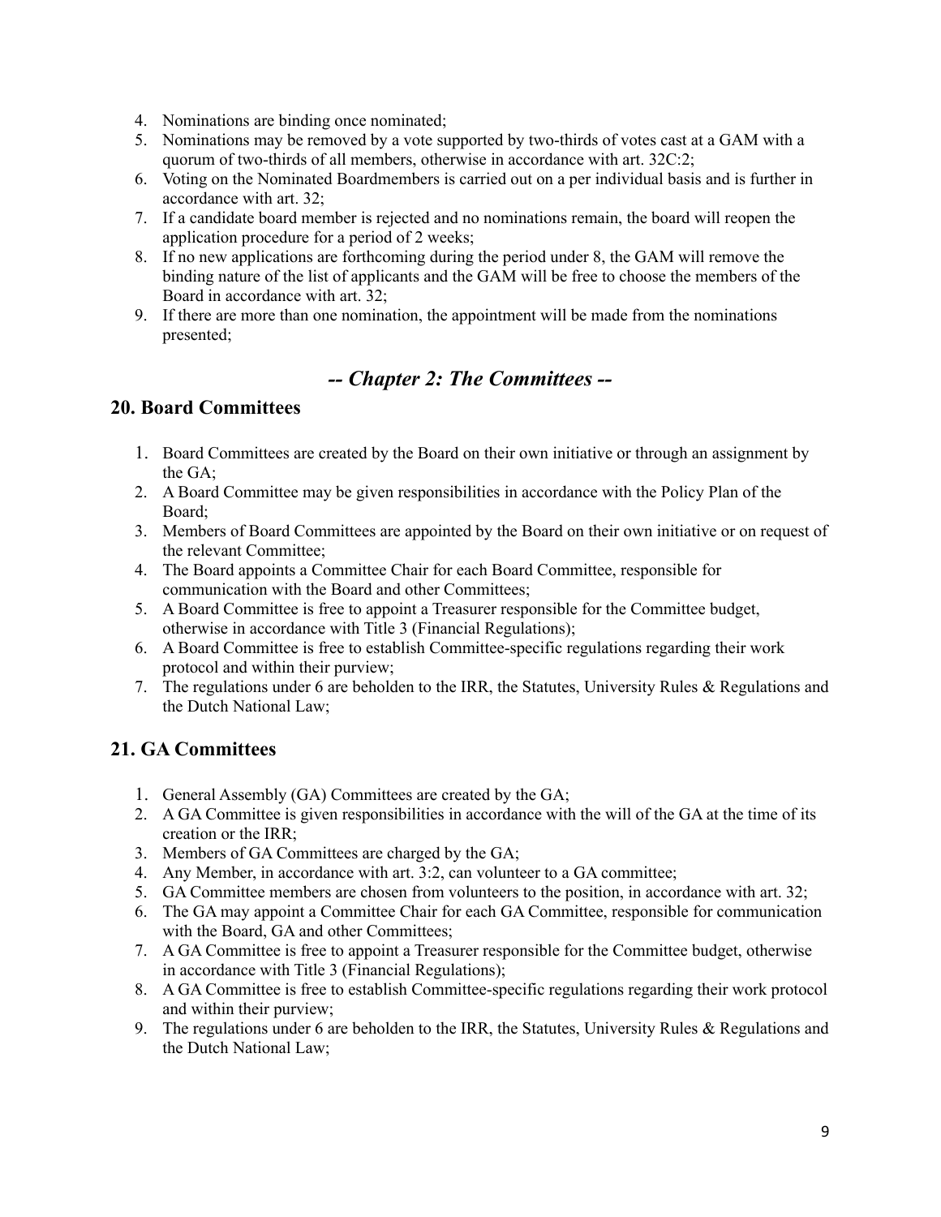4. Nominations are binding once nominated;
5. Nominations may be removed by a vote supported by two-thirds of votes cast at a GAM with a quorum of two-thirds of all members, otherwise in accordance with art. 32C:2;
6. Voting on the Nominated Boardmembers is carried out on a per individual basis and is further in accordance with art. 32;
7. If a candidate board member is rejected and no nominations remain, the board will reopen the application procedure for a period of 2 weeks;
8. If no new applications are forthcoming during the period under 8, the GAM will remove the binding nature of the list of applicants and the GAM will be free to choose the members of the Board in accordance with art. 32;
9. If there are more than one nomination, the appointment will be made from the nominations presented;

## *-- Chapter 2: The Committees --*

### 20. Board Committees

1. Board Committees are created by the Board on their own initiative or through an assignment by the GA;
2. A Board Committee may be given responsibilities in accordance with the Policy Plan of the Board;
3. Members of Board Committees are appointed by the Board on their own initiative or on request of the relevant Committee;
4. The Board appoints a Committee Chair for each Board Committee, responsible for communication with the Board and other Committees;
5. A Board Committee is free to appoint a Treasurer responsible for the Committee budget, otherwise in accordance with Title 3 (Financial Regulations);
6. A Board Committee is free to establish Committee-specific regulations regarding their work protocol and within their purview;
7. The regulations under 6 are beholden to the IRR, the Statutes, University Rules & Regulations and the Dutch National Law;

### 21. GA Committees

1. General Assembly (GA) Committees are created by the GA;
2. A GA Committee is given responsibilities in accordance with the will of the GA at the time of its creation or the IRR;
3. Members of GA Committees are charged by the GA;
4. Any Member, in accordance with art. 3:2, can volunteer to a GA committee;
5. GA Committee members are chosen from volunteers to the position, in accordance with art. 32;
6. The GA may appoint a Committee Chair for each GA Committee, responsible for communication with the Board, GA and other Committees;
7. A GA Committee is free to appoint a Treasurer responsible for the Committee budget, otherwise in accordance with Title 3 (Financial Regulations);
8. A GA Committee is free to establish Committee-specific regulations regarding their work protocol and within their purview;
9. The regulations under 6 are beholden to the IRR, the Statutes, University Rules & Regulations and the Dutch National Law;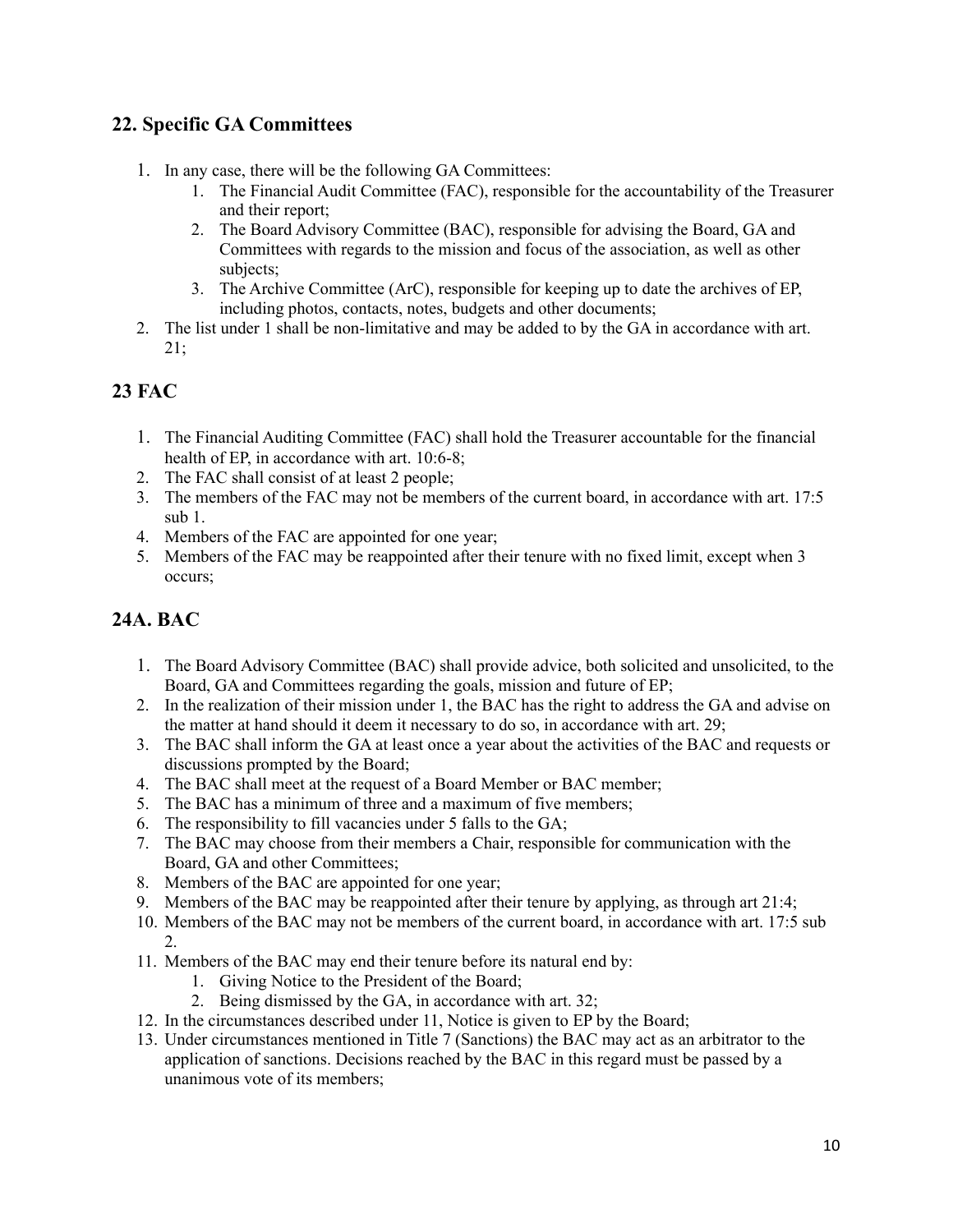## 22. Specific GA Committees

1. In any case, there will be the following GA Committees:
    1. The Financial Audit Committee (FAC), responsible for the accountability of the Treasurer and their report;
    2. The Board Advisory Committee (BAC), responsible for advising the Board, GA and Committees with regards to the mission and focus of the association, as well as other subjects;
    3. The Archive Committee (ArC), responsible for keeping up to date the archives of EP, including photos, contacts, notes, budgets and other documents;
2. The list under 1 shall be non-limitative and may be added to by the GA in accordance with art. 21;

## 23 FAC

1. The Financial Auditing Committee (FAC) shall hold the Treasurer accountable for the financial health of EP, in accordance with art. 10:6-8;
2. The FAC shall consist of at least 2 people;
3. The members of the FAC may not be members of the current board, in accordance with art. 17:5 sub 1.
4. Members of the FAC are appointed for one year;
5. Members of the FAC may be reappointed after their tenure with no fixed limit, except when 3 occurs;

## 24A. BAC

1. The Board Advisory Committee (BAC) shall provide advice, both solicited and unsolicited, to the Board, GA and Committees regarding the goals, mission and future of EP;
2. In the realization of their mission under 1, the BAC has the right to address the GA and advise on the matter at hand should it deem it necessary to do so, in accordance with art. 29;
3. The BAC shall inform the GA at least once a year about the activities of the BAC and requests or discussions prompted by the Board;
4. The BAC shall meet at the request of a Board Member or BAC member;
5. The BAC has a minimum of three and a maximum of five members;
6. The responsibility to fill vacancies under 5 falls to the GA;
7. The BAC may choose from their members a Chair, responsible for communication with the Board, GA and other Committees;
8. Members of the BAC are appointed for one year;
9. Members of the BAC may be reappointed after their tenure by applying, as through art 21:4;
10. Members of the BAC may not be members of the current board, in accordance with art. 17:5 sub 2.
11. Members of the BAC may end their tenure before its natural end by:
    1. Giving Notice to the President of the Board;
    2. Being dismissed by the GA, in accordance with art. 32;
12. In the circumstances described under 11, Notice is given to EP by the Board;
13. Under circumstances mentioned in Title 7 (Sanctions) the BAC may act as an arbitrator to the application of sanctions. Decisions reached by the BAC in this regard must be passed by a unanimous vote of its members;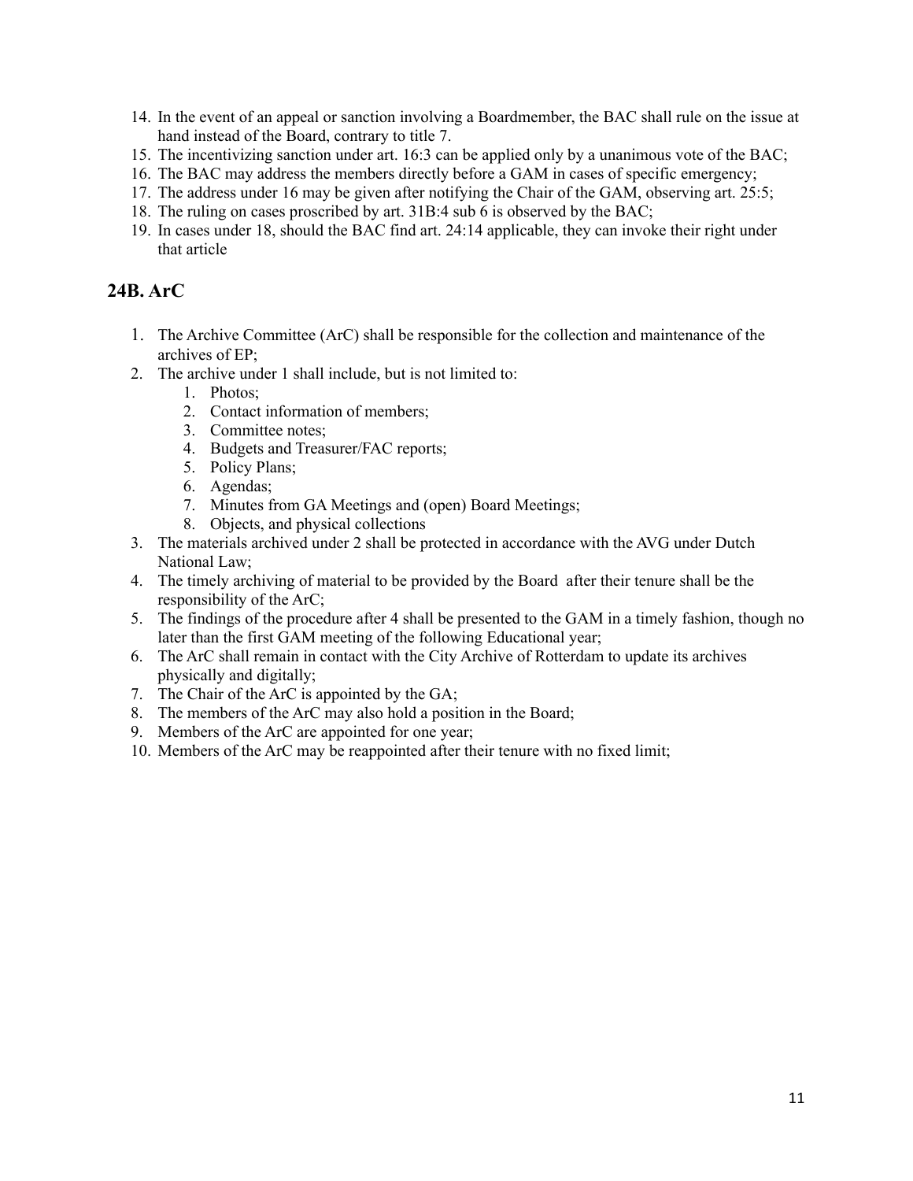14. In the event of an appeal or sanction involving a Boardmember, the BAC shall rule on the issue at hand instead of the Board, contrary to title 7.
15. The incentivizing sanction under art. 16:3 can be applied only by a unanimous vote of the BAC;
16. The BAC may address the members directly before a GAM in cases of specific emergency;
17. The address under 16 may be given after notifying the Chair of the GAM, observing art. 25:5;
18. The ruling on cases proscribed by art. 31B:4 sub 6 is observed by the BAC;
19. In cases under 18, should the BAC find art. 24:14 applicable, they can invoke their right under that article

## 24B. ArC

1. The Archive Committee (ArC) shall be responsible for the collection and maintenance of the archives of EP;
2. The archive under 1 shall include, but is not limited to:
    1. Photos;
    2. Contact information of members;
    3. Committee notes;
    4. Budgets and Treasurer/FAC reports;
    5. Policy Plans;
    6. Agendas;
    7. Minutes from GA Meetings and (open) Board Meetings;
    8. Objects, and physical collections
3. The materials archived under 2 shall be protected in accordance with the AVG under Dutch National Law;
4. The timely archiving of material to be provided by the Board after their tenure shall be the responsibility of the ArC;
5. The findings of the procedure after 4 shall be presented to the GAM in a timely fashion, though no later than the first GAM meeting of the following Educational year;
6. The ArC shall remain in contact with the City Archive of Rotterdam to update its archives physically and digitally;
7. The Chair of the ArC is appointed by the GA;
8. The members of the ArC may also hold a position in the Board;
9. Members of the ArC are appointed for one year;
10. Members of the ArC may be reappointed after their tenure with no fixed limit;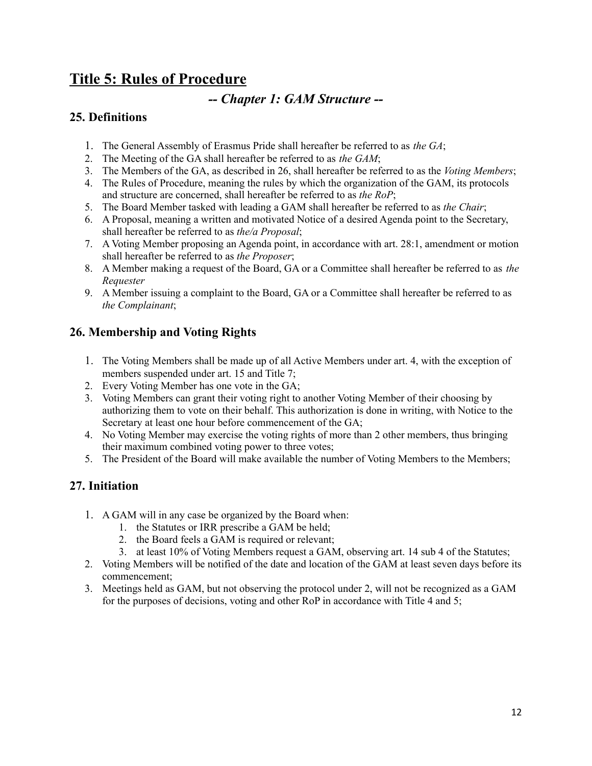# Title 5: Rules of Procedure

## *-- Chapter 1: GAM Structure --*

### 25. Definitions

1. The General Assembly of Erasmus Pride shall hereafter be referred to as *the GA*;
2. The Meeting of the GA shall hereafter be referred to as *the GAM*;
3. The Members of the GA, as described in 26, shall hereafter be referred to as the *Voting Members*;
4. The Rules of Procedure, meaning the rules by which the organization of the GAM, its protocols and structure are concerned, shall hereafter be referred to as *the RoP*;
5. The Board Member tasked with leading a GAM shall hereafter be referred to as *the Chair*;
6. A Proposal, meaning a written and motivated Notice of a desired Agenda point to the Secretary, shall hereafter be referred to as *the/a Proposal*;
7. A Voting Member proposing an Agenda point, in accordance with art. 28:1, amendment or motion shall hereafter be referred to as *the Proposer*;
8. A Member making a request of the Board, GA or a Committee shall hereafter be referred to as *the Requester*
9. A Member issuing a complaint to the Board, GA or a Committee shall hereafter be referred to as *the Complainant*;

### 26. Membership and Voting Rights

1. The Voting Members shall be made up of all Active Members under art. 4, with the exception of members suspended under art. 15 and Title 7;
2. Every Voting Member has one vote in the GA;
3. Voting Members can grant their voting right to another Voting Member of their choosing by authorizing them to vote on their behalf. This authorization is done in writing, with Notice to the Secretary at least one hour before commencement of the GA;
4. No Voting Member may exercise the voting rights of more than 2 other members, thus bringing their maximum combined voting power to three votes;
5. The President of the Board will make available the number of Voting Members to the Members;

### 27. Initiation

1. A GAM will in any case be organized by the Board when:
   1. the Statutes or IRR prescribe a GAM be held;
   2. the Board feels a GAM is required or relevant;
   3. at least 10% of Voting Members request a GAM, observing art. 14 sub 4 of the Statutes;
2. Voting Members will be notified of the date and location of the GAM at least seven days before its commencement;
3. Meetings held as GAM, but not observing the protocol under 2, will not be recognized as a GAM for the purposes of decisions, voting and other RoP in accordance with Title 4 and 5;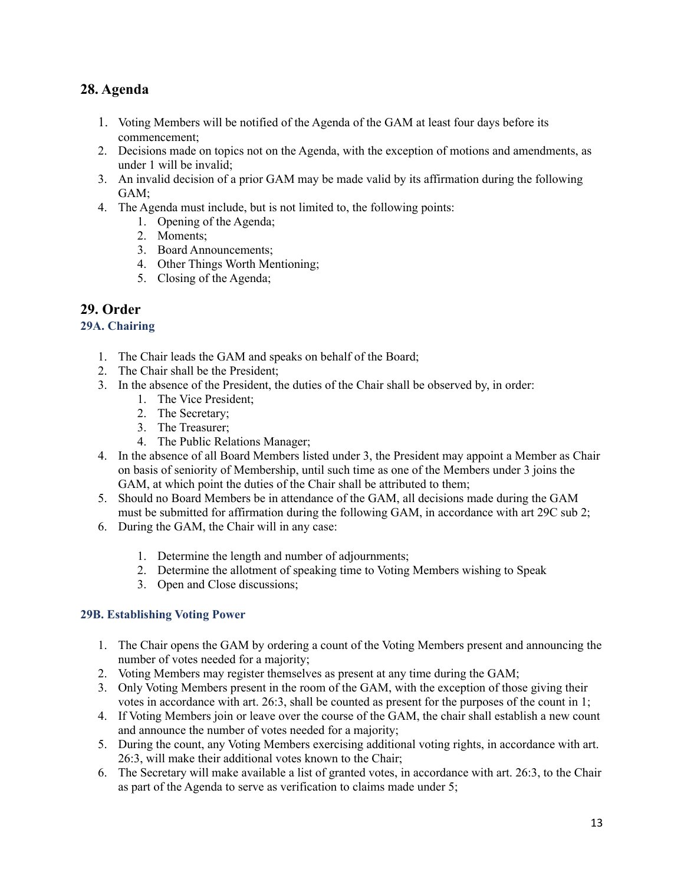## 28. Agenda

1. Voting Members will be notified of the Agenda of the GAM at least four days before its commencement;
2. Decisions made on topics not on the Agenda, with the exception of motions and amendments, as under 1 will be invalid;
3. An invalid decision of a prior GAM may be made valid by its affirmation during the following GAM;
4. The Agenda must include, but is not limited to, the following points:
    1. Opening of the Agenda;
    2. Moments;
    3. Board Announcements;
    4. Other Things Worth Mentioning;
    5. Closing of the Agenda;

## 29. Order

### 29A. Chairing

1. The Chair leads the GAM and speaks on behalf of the Board;
2. The Chair shall be the President;
3. In the absence of the President, the duties of the Chair shall be observed by, in order:
    1. The Vice President;
    2. The Secretary;
    3. The Treasurer;
    4. The Public Relations Manager;
4. In the absence of all Board Members listed under 3, the President may appoint a Member as Chair on basis of seniority of Membership, until such time as one of the Members under 3 joins the GAM, at which point the duties of the Chair shall be attributed to them;
5. Should no Board Members be in attendance of the GAM, all decisions made during the GAM must be submitted for affirmation during the following GAM, in accordance with art 29C sub 2;
6. During the GAM, the Chair will in any case:
    1. Determine the length and number of adjournments;
    2. Determine the allotment of speaking time to Voting Members wishing to Speak
    3. Open and Close discussions;

### 29B. Establishing Voting Power

1. The Chair opens the GAM by ordering a count of the Voting Members present and announcing the number of votes needed for a majority;
2. Voting Members may register themselves as present at any time during the GAM;
3. Only Voting Members present in the room of the GAM, with the exception of those giving their votes in accordance with art. 26:3, shall be counted as present for the purposes of the count in 1;
4. If Voting Members join or leave over the course of the GAM, the chair shall establish a new count and announce the number of votes needed for a majority;
5. During the count, any Voting Members exercising additional voting rights, in accordance with art. 26:3, will make their additional votes known to the Chair;
6. The Secretary will make available a list of granted votes, in accordance with art. 26:3, to the Chair as part of the Agenda to serve as verification to claims made under 5;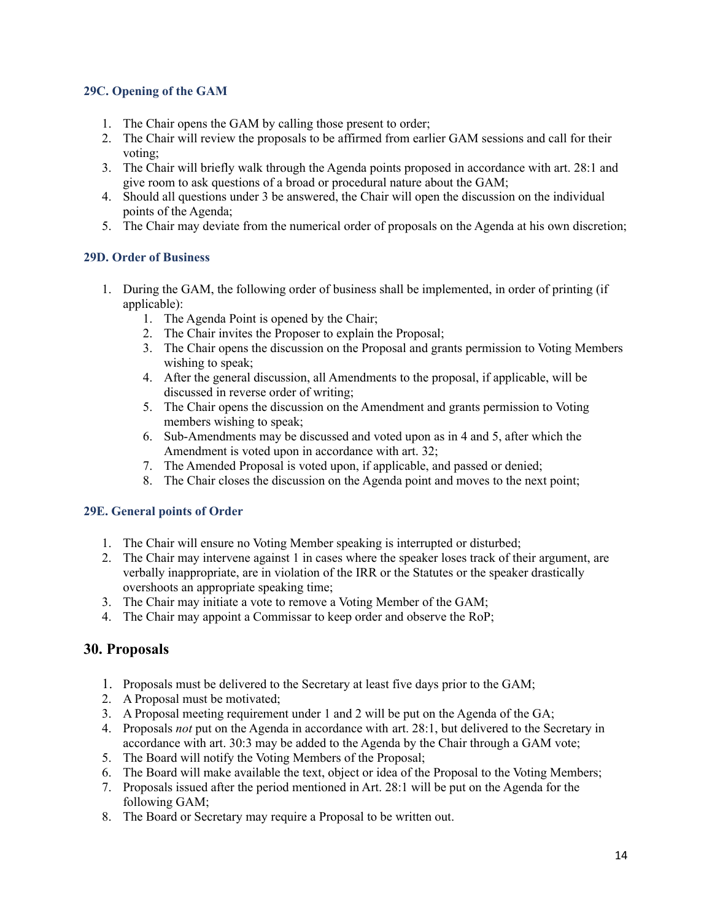### 29C. Opening of the GAM

1. The Chair opens the GAM by calling those present to order;
2. The Chair will review the proposals to be affirmed from earlier GAM sessions and call for their voting;
3. The Chair will briefly walk through the Agenda points proposed in accordance with art. 28:1 and give room to ask questions of a broad or procedural nature about the GAM;
4. Should all questions under 3 be answered, the Chair will open the discussion on the individual points of the Agenda;
5. The Chair may deviate from the numerical order of proposals on the Agenda at his own discretion;

### 29D. Order of Business

1. During the GAM, the following order of business shall be implemented, in order of printing (if applicable):
    1. The Agenda Point is opened by the Chair;
    2. The Chair invites the Proposer to explain the Proposal;
    3. The Chair opens the discussion on the Proposal and grants permission to Voting Members wishing to speak;
    4. After the general discussion, all Amendments to the proposal, if applicable, will be discussed in reverse order of writing;
    5. The Chair opens the discussion on the Amendment and grants permission to Voting members wishing to speak;
    6. Sub-Amendments may be discussed and voted upon as in 4 and 5, after which the Amendment is voted upon in accordance with art. 32;
    7. The Amended Proposal is voted upon, if applicable, and passed or denied;
    8. The Chair closes the discussion on the Agenda point and moves to the next point;

### 29E. General points of Order

1. The Chair will ensure no Voting Member speaking is interrupted or disturbed;
2. The Chair may intervene against 1 in cases where the speaker loses track of their argument, are verbally inappropriate, are in violation of the IRR or the Statutes or the speaker drastically overshoots an appropriate speaking time;
3. The Chair may initiate a vote to remove a Voting Member of the GAM;
4. The Chair may appoint a Commissar to keep order and observe the RoP;

## 30. Proposals

1. Proposals must be delivered to the Secretary at least five days prior to the GAM;
2. A Proposal must be motivated;
3. A Proposal meeting requirement under 1 and 2 will be put on the Agenda of the GA;
4. Proposals *not* put on the Agenda in accordance with art. 28:1, but delivered to the Secretary in accordance with art. 30:3 may be added to the Agenda by the Chair through a GAM vote;
5. The Board will notify the Voting Members of the Proposal;
6. The Board will make available the text, object or idea of the Proposal to the Voting Members;
7. Proposals issued after the period mentioned in Art. 28:1 will be put on the Agenda for the following GAM;
8. The Board or Secretary may require a Proposal to be written out.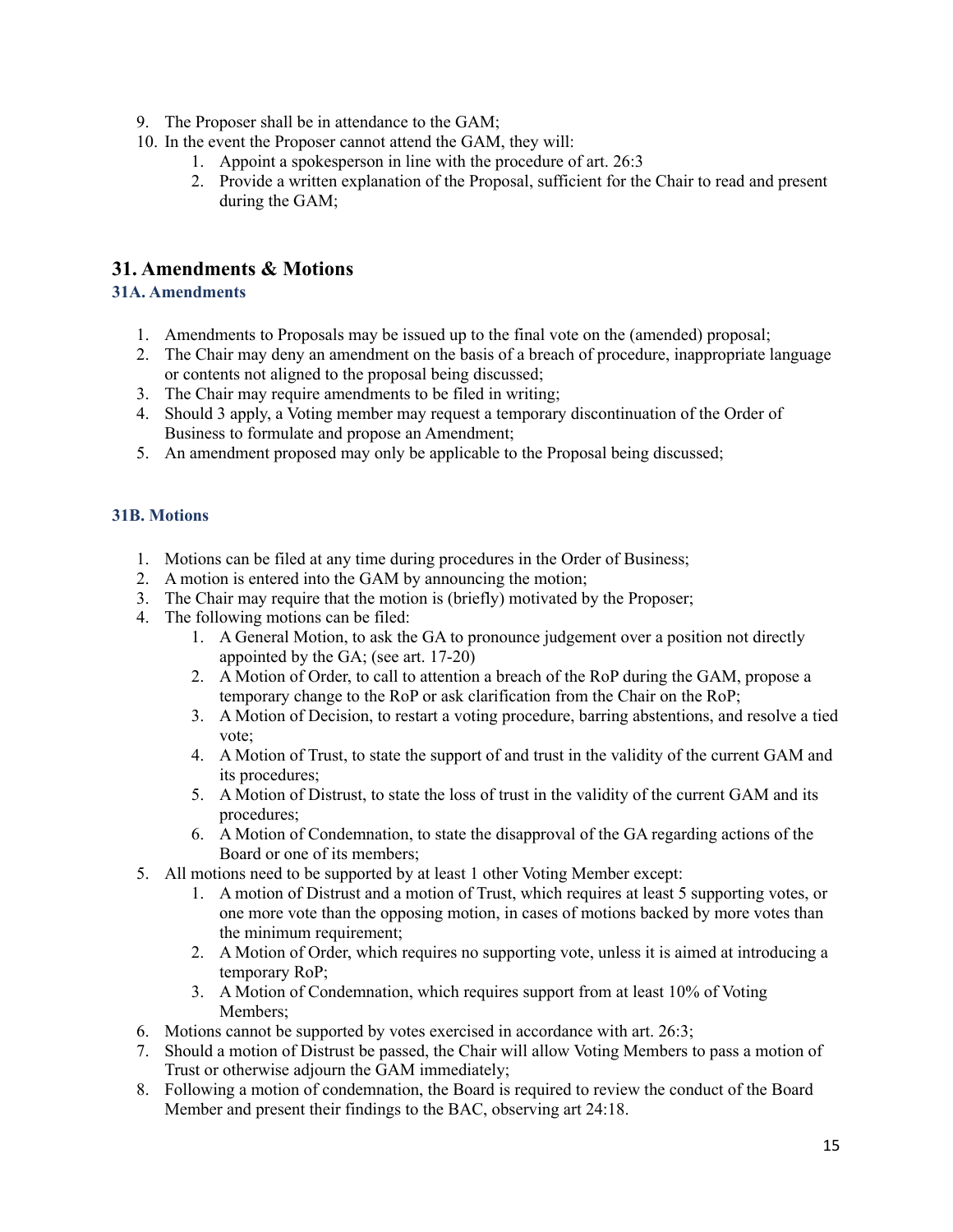9. The Proposer shall be in attendance to the GAM;
10. In the event the Proposer cannot attend the GAM, they will:
    1. Appoint a spokesperson in line with the procedure of art. 26:3
    2. Provide a written explanation of the Proposal, sufficient for the Chair to read and present during the GAM;

## 31. Amendments & Motions

### 31A. Amendments

1. Amendments to Proposals may be issued up to the final vote on the (amended) proposal;
2. The Chair may deny an amendment on the basis of a breach of procedure, inappropriate language or contents not aligned to the proposal being discussed;
3. The Chair may require amendments to be filed in writing;
4. Should 3 apply, a Voting member may request a temporary discontinuation of the Order of Business to formulate and propose an Amendment;
5. An amendment proposed may only be applicable to the Proposal being discussed;

### 31B. Motions

1. Motions can be filed at any time during procedures in the Order of Business;
2. A motion is entered into the GAM by announcing the motion;
3. The Chair may require that the motion is (briefly) motivated by the Proposer;
4. The following motions can be filed:
    1. A General Motion, to ask the GA to pronounce judgement over a position not directly appointed by the GA; (see art. 17-20)
    2. A Motion of Order, to call to attention a breach of the RoP during the GAM, propose a temporary change to the RoP or ask clarification from the Chair on the RoP;
    3. A Motion of Decision, to restart a voting procedure, barring abstentions, and resolve a tied vote;
    4. A Motion of Trust, to state the support of and trust in the validity of the current GAM and its procedures;
    5. A Motion of Distrust, to state the loss of trust in the validity of the current GAM and its procedures;
    6. A Motion of Condemnation, to state the disapproval of the GA regarding actions of the Board or one of its members;
5. All motions need to be supported by at least 1 other Voting Member except:
    1. A motion of Distrust and a motion of Trust, which requires at least 5 supporting votes, or one more vote than the opposing motion, in cases of motions backed by more votes than the minimum requirement;
    2. A Motion of Order, which requires no supporting vote, unless it is aimed at introducing a temporary RoP;
    3. A Motion of Condemnation, which requires support from at least 10% of Voting Members;
6. Motions cannot be supported by votes exercised in accordance with art. 26:3;
7. Should a motion of Distrust be passed, the Chair will allow Voting Members to pass a motion of Trust or otherwise adjourn the GAM immediately;
8. Following a motion of condemnation, the Board is required to review the conduct of the Board Member and present their findings to the BAC, observing art 24:18.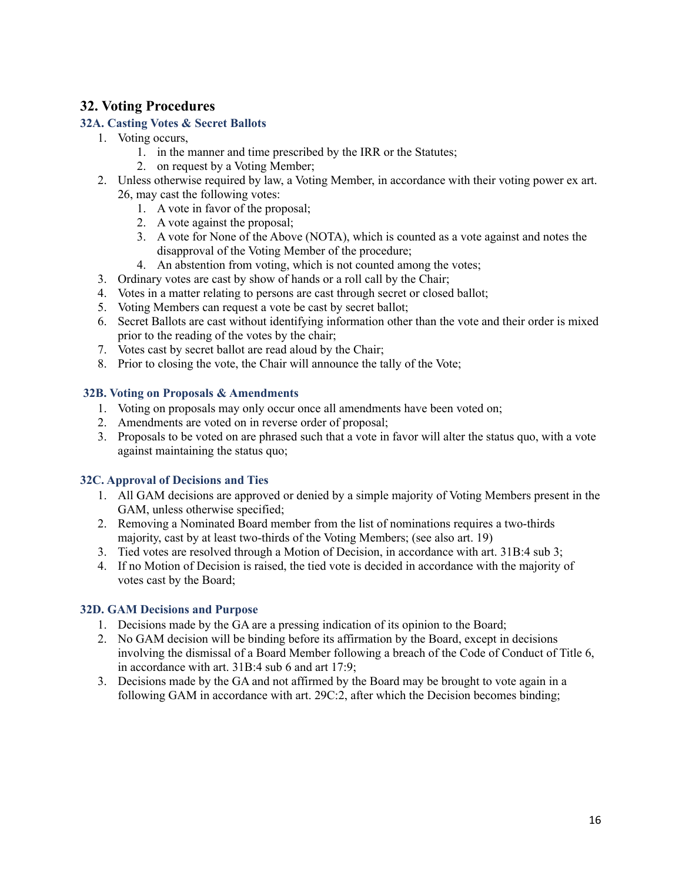## 32. Voting Procedures

### 32A. Casting Votes & Secret Ballots

1. Voting occurs,
    1. in the manner and time prescribed by the IRR or the Statutes;
    2. on request by a Voting Member;
2. Unless otherwise required by law, a Voting Member, in accordance with their voting power ex art. 26, may cast the following votes:
    1. A vote in favor of the proposal;
    2. A vote against the proposal;
    3. A vote for None of the Above (NOTA), which is counted as a vote against and notes the disapproval of the Voting Member of the procedure;
    4. An abstention from voting, which is not counted among the votes;
3. Ordinary votes are cast by show of hands or a roll call by the Chair;
4. Votes in a matter relating to persons are cast through secret or closed ballot;
5. Voting Members can request a vote be cast by secret ballot;
6. Secret Ballots are cast without identifying information other than the vote and their order is mixed prior to the reading of the votes by the chair;
7. Votes cast by secret ballot are read aloud by the Chair;
8. Prior to closing the vote, the Chair will announce the tally of the Vote;

### 32B. Voting on Proposals & Amendments

1. Voting on proposals may only occur once all amendments have been voted on;
2. Amendments are voted on in reverse order of proposal;
3. Proposals to be voted on are phrased such that a vote in favor will alter the status quo, with a vote against maintaining the status quo;

### 32C. Approval of Decisions and Ties

1. All GAM decisions are approved or denied by a simple majority of Voting Members present in the GAM, unless otherwise specified;
2. Removing a Nominated Board member from the list of nominations requires a two-thirds majority, cast by at least two-thirds of the Voting Members; (see also art. 19)
3. Tied votes are resolved through a Motion of Decision, in accordance with art. 31B:4 sub 3;
4. If no Motion of Decision is raised, the tied vote is decided in accordance with the majority of votes cast by the Board;

### 32D. GAM Decisions and Purpose

1. Decisions made by the GA are a pressing indication of its opinion to the Board;
2. No GAM decision will be binding before its affirmation by the Board, except in decisions involving the dismissal of a Board Member following a breach of the Code of Conduct of Title 6, in accordance with art. 31B:4 sub 6 and art 17:9;
3. Decisions made by the GA and not affirmed by the Board may be brought to vote again in a following GAM in accordance with art. 29C:2, after which the Decision becomes binding;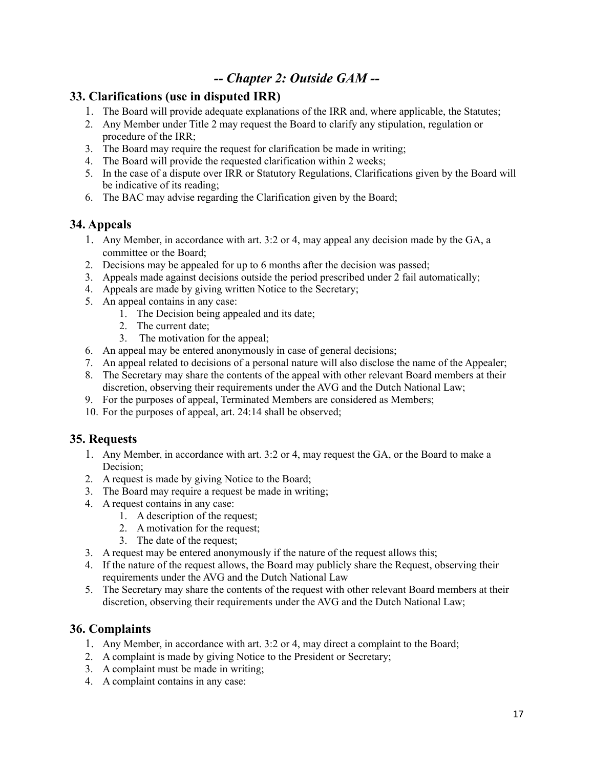## *-- Chapter 2: Outside GAM --*

### 33. Clarifications (use in disputed IRR)

1. The Board will provide adequate explanations of the IRR and, where applicable, the Statutes;
2. Any Member under Title 2 may request the Board to clarify any stipulation, regulation or procedure of the IRR;
3. The Board may require the request for clarification be made in writing;
4. The Board will provide the requested clarification within 2 weeks;
5. In the case of a dispute over IRR or Statutory Regulations, Clarifications given by the Board will be indicative of its reading;
6. The BAC may advise regarding the Clarification given by the Board;

### 34. Appeals

1. Any Member, in accordance with art. 3:2 or 4, may appeal any decision made by the GA, a committee or the Board;
2. Decisions may be appealed for up to 6 months after the decision was passed;
3. Appeals made against decisions outside the period prescribed under 2 fail automatically;
4. Appeals are made by giving written Notice to the Secretary;
5. An appeal contains in any case:
    1. The Decision being appealed and its date;
    2. The current date;
    3. The motivation for the appeal;
6. An appeal may be entered anonymously in case of general decisions;
7. An appeal related to decisions of a personal nature will also disclose the name of the Appealer;
8. The Secretary may share the contents of the appeal with other relevant Board members at their discretion, observing their requirements under the AVG and the Dutch National Law;
9. For the purposes of appeal, Terminated Members are considered as Members;
10. For the purposes of appeal, art. 24:14 shall be observed;

### 35. Requests

1. Any Member, in accordance with art. 3:2 or 4, may request the GA, or the Board to make a Decision;
2. A request is made by giving Notice to the Board;
3. The Board may require a request be made in writing;
4. A request contains in any case:
    1. A description of the request;
    2. A motivation for the request;
    3. The date of the request;

3. A request may be entered anonymously if the nature of the request allows this;
4. If the nature of the request allows, the Board may publicly share the Request, observing their requirements under the AVG and the Dutch National Law
5. The Secretary may share the contents of the request with other relevant Board members at their discretion, observing their requirements under the AVG and the Dutch National Law;

### 36. Complaints

1. Any Member, in accordance with art. 3:2 or 4, may direct a complaint to the Board;
2. A complaint is made by giving Notice to the President or Secretary;
3. A complaint must be made in writing;
4. A complaint contains in any case: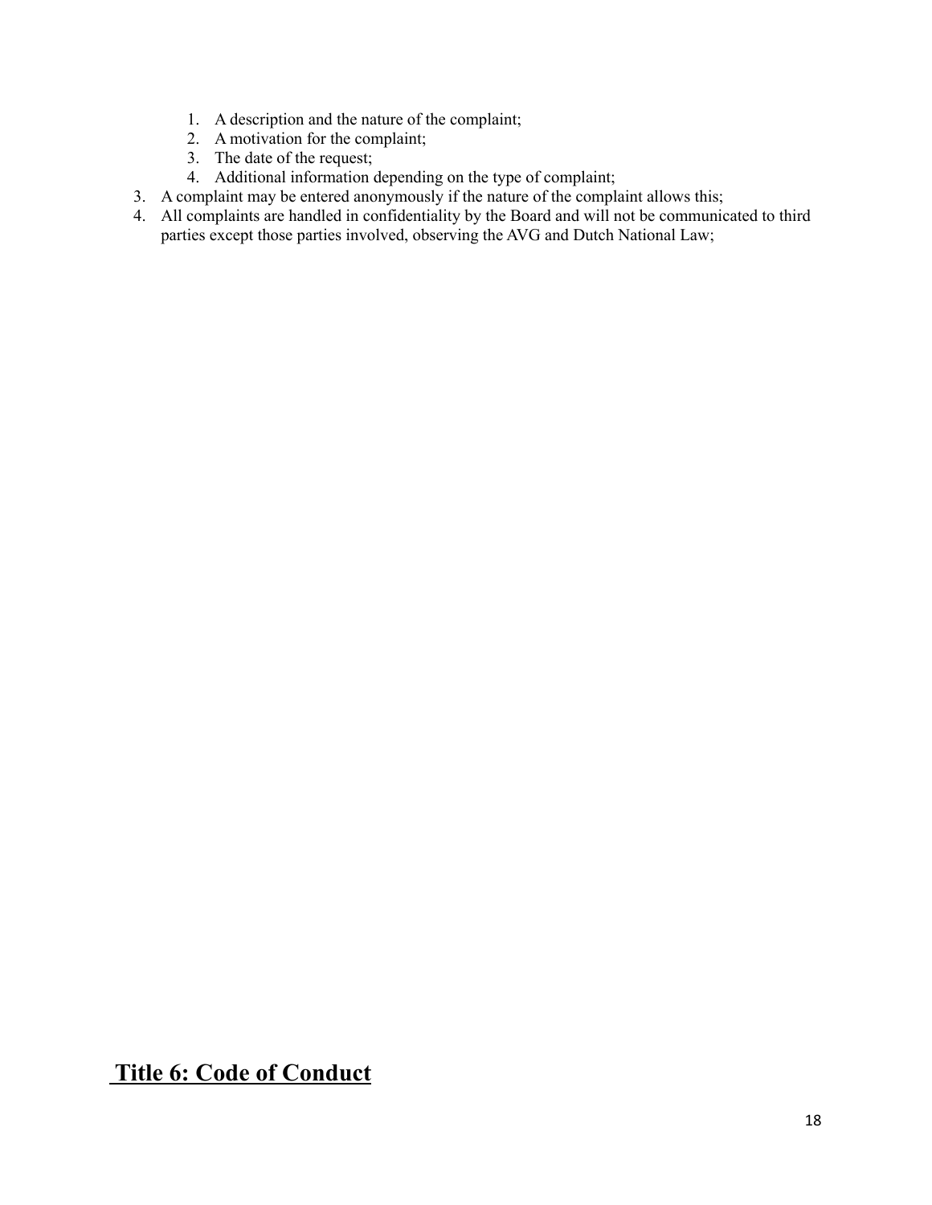1. A description and the nature of the complaint;
2. A motivation for the complaint;
3. The date of the request;
4. Additional information depending on the type of complaint;

3. A complaint may be entered anonymously if the nature of the complaint allows this;
4. All complaints are handled in confidentiality by the Board and will not be communicated to third parties except those parties involved, observing the AVG and Dutch National Law;

# Title 6: Code of Conduct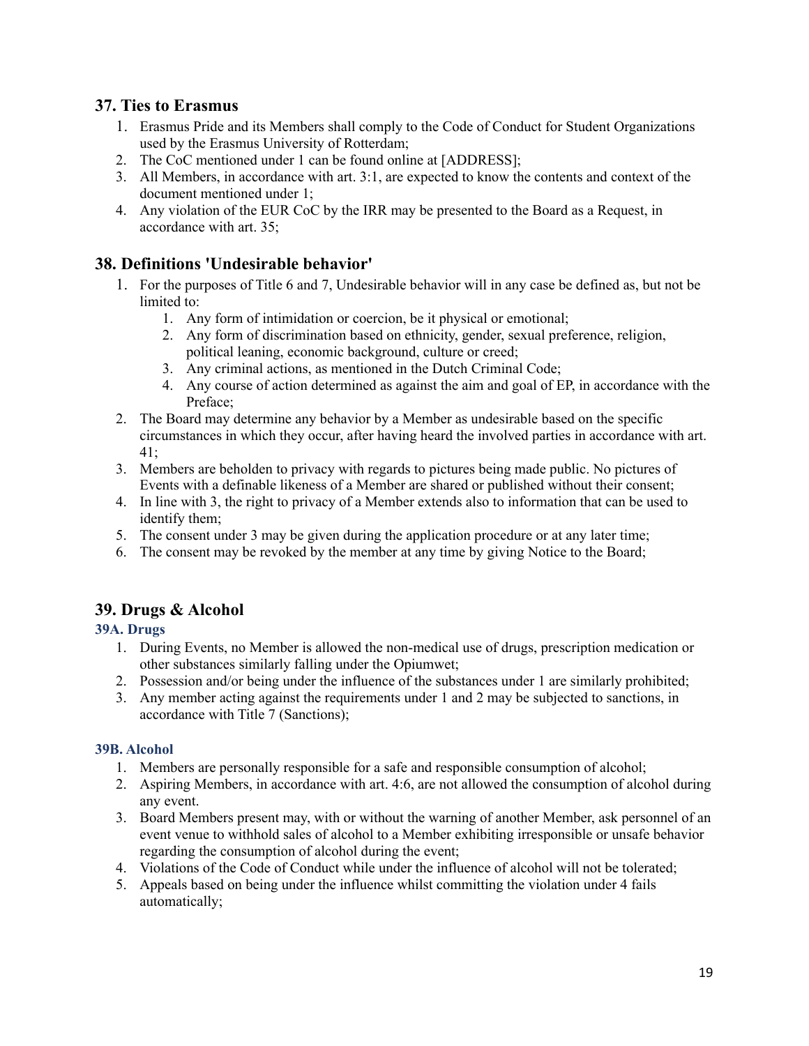## 37. Ties to Erasmus

1. Erasmus Pride and its Members shall comply to the Code of Conduct for Student Organizations used by the Erasmus University of Rotterdam;
2. The CoC mentioned under 1 can be found online at [ADDRESS];
3. All Members, in accordance with art. 3:1, are expected to know the contents and context of the document mentioned under 1;
4. Any violation of the EUR CoC by the IRR may be presented to the Board as a Request, in accordance with art. 35;

## 38. Definitions 'Undesirable behavior'

1. For the purposes of Title 6 and 7, Undesirable behavior will in any case be defined as, but not be limited to:
   1. Any form of intimidation or coercion, be it physical or emotional;
   2. Any form of discrimination based on ethnicity, gender, sexual preference, religion, political leaning, economic background, culture or creed;
   3. Any criminal actions, as mentioned in the Dutch Criminal Code;
   4. Any course of action determined as against the aim and goal of EP, in accordance with the Preface;
2. The Board may determine any behavior by a Member as undesirable based on the specific circumstances in which they occur, after having heard the involved parties in accordance with art. 41;
3. Members are beholden to privacy with regards to pictures being made public. No pictures of Events with a definable likeness of a Member are shared or published without their consent;
4. In line with 3, the right to privacy of a Member extends also to information that can be used to identify them;
5. The consent under 3 may be given during the application procedure or at any later time;
6. The consent may be revoked by the member at any time by giving Notice to the Board;

## 39. Drugs & Alcohol

### 39A. Drugs

1. During Events, no Member is allowed the non-medical use of drugs, prescription medication or other substances similarly falling under the Opiumwet;
2. Possession and/or being under the influence of the substances under 1 are similarly prohibited;
3. Any member acting against the requirements under 1 and 2 may be subjected to sanctions, in accordance with Title 7 (Sanctions);

### 39B. Alcohol

1. Members are personally responsible for a safe and responsible consumption of alcohol;
2. Aspiring Members, in accordance with art. 4:6, are not allowed the consumption of alcohol during any event.
3. Board Members present may, with or without the warning of another Member, ask personnel of an event venue to withhold sales of alcohol to a Member exhibiting irresponsible or unsafe behavior regarding the consumption of alcohol during the event;
4. Violations of the Code of Conduct while under the influence of alcohol will not be tolerated;
5. Appeals based on being under the influence whilst committing the violation under 4 fails automatically;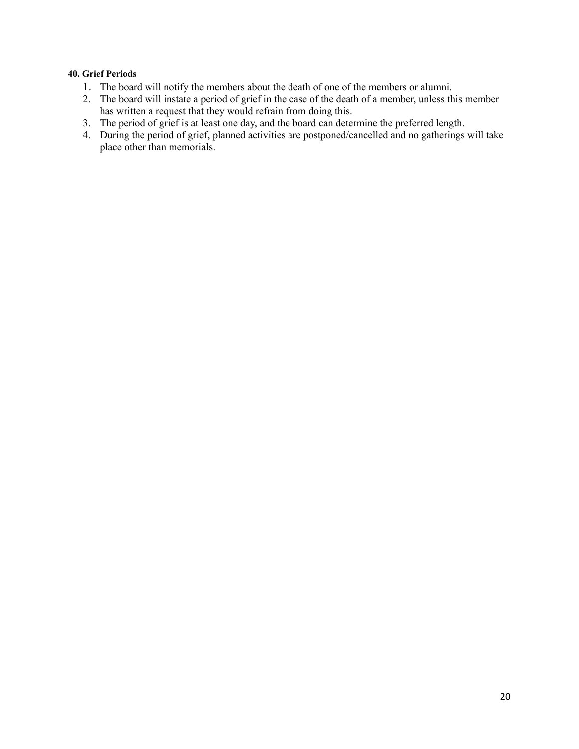**40. Grief Periods**

1. The board will notify the members about the death of one of the members or alumni.
2. The board will instate a period of grief in the case of the death of a member, unless this member has written a request that they would refrain from doing this.
3. The period of grief is at least one day, and the board can determine the preferred length.
4. During the period of grief, planned activities are postponed/cancelled and no gatherings will take place other than memorials.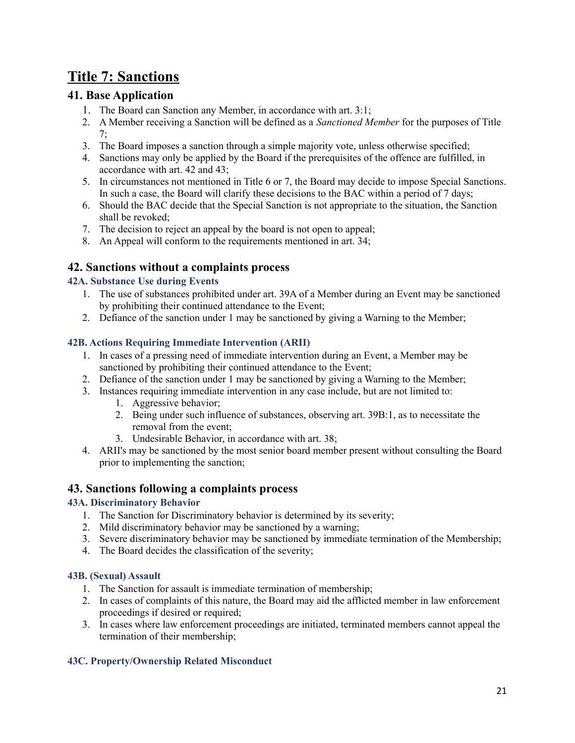# Title 7: Sanctions

## 41. Base Application

1. The Board can Sanction any Member, in accordance with art. 3:1;
2. A Member receiving a Sanction will be defined as a *Sanctioned Member* for the purposes of Title 7;
3. The Board imposes a sanction through a simple majority vote, unless otherwise specified;
4. Sanctions may only be applied by the Board if the prerequisites of the offence are fulfilled, in accordance with art. 42 and 43;
5. In circumstances not mentioned in Title 6 or 7, the Board may decide to impose Special Sanctions. In such a case, the Board will clarify these decisions to the BAC within a period of 7 days;
6. Should the BAC decide that the Special Sanction is not appropriate to the situation, the Sanction shall be revoked;
7. The decision to reject an appeal by the board is not open to appeal;
8. An Appeal will conform to the requirements mentioned in art. 34;

## 42. Sanctions without a complaints process

### 42A. Substance Use during Events

1. The use of substances prohibited under art. 39A of a Member during an Event may be sanctioned by prohibiting their continued attendance to the Event;
2. Defiance of the sanction under 1 may be sanctioned by giving a Warning to the Member;

### 42B. Actions Requiring Immediate Intervention (ARII)

1. In cases of a pressing need of immediate intervention during an Event, a Member may be sanctioned by prohibiting their continued attendance to the Event;
2. Defiance of the sanction under 1 may be sanctioned by giving a Warning to the Member;
3. Instances requiring immediate intervention in any case include, but are not limited to:
    1. Aggressive behavior;
    2. Being under such influence of substances, observing art. 39B:1, as to necessitate the removal from the event;
    3. Undesirable Behavior, in accordance with art. 38;
4. ARII's may be sanctioned by the most senior board member present without consulting the Board prior to implementing the sanction;

## 43. Sanctions following a complaints process

### 43A. Discriminatory Behavior

1. The Sanction for Discriminatory behavior is determined by its severity;
2. Mild discriminatory behavior may be sanctioned by a warning;
3. Severe discriminatory behavior may be sanctioned by immediate termination of the Membership;
4. The Board decides the classification of the severity;

### 43B. (Sexual) Assault

1. The Sanction for assault is immediate termination of membership;
2. In cases of complaints of this nature, the Board may aid the afflicted member in law enforcement proceedings if desired or required;
3. In cases where law enforcement proceedings are initiated, terminated members cannot appeal the termination of their membership;

### 43C. Property/Ownership Related Misconduct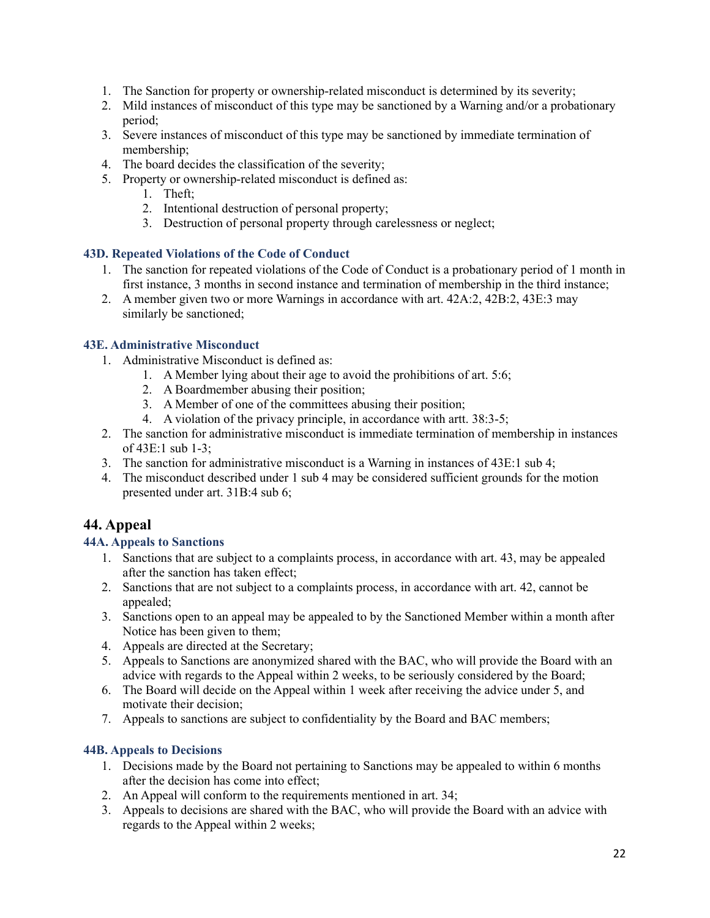1. The Sanction for property or ownership-related misconduct is determined by its severity;
2. Mild instances of misconduct of this type may be sanctioned by a Warning and/or a probationary period;
3. Severe instances of misconduct of this type may be sanctioned by immediate termination of membership;
4. The board decides the classification of the severity;
5. Property or ownership-related misconduct is defined as:
    1. Theft;
    2. Intentional destruction of personal property;
    3. Destruction of personal property through carelessness or neglect;

### 43D. Repeated Violations of the Code of Conduct

1. The sanction for repeated violations of the Code of Conduct is a probationary period of 1 month in first instance, 3 months in second instance and termination of membership in the third instance;
2. A member given two or more Warnings in accordance with art. 42A:2, 42B:2, 43E:3 may similarly be sanctioned;

### 43E. Administrative Misconduct

1. Administrative Misconduct is defined as:
    1. A Member lying about their age to avoid the prohibitions of art. 5:6;
    2. A Boardmember abusing their position;
    3. A Member of one of the committees abusing their position;
    4. A violation of the privacy principle, in accordance with artt. 38:3-5;
2. The sanction for administrative misconduct is immediate termination of membership in instances of 43E:1 sub 1-3;
3. The sanction for administrative misconduct is a Warning in instances of 43E:1 sub 4;
4. The misconduct described under 1 sub 4 may be considered sufficient grounds for the motion presented under art. 31B:4 sub 6;

## 44. Appeal

### 44A. Appeals to Sanctions

1. Sanctions that are subject to a complaints process, in accordance with art. 43, may be appealed after the sanction has taken effect;
2. Sanctions that are not subject to a complaints process, in accordance with art. 42, cannot be appealed;
3. Sanctions open to an appeal may be appealed to by the Sanctioned Member within a month after Notice has been given to them;
4. Appeals are directed at the Secretary;
5. Appeals to Sanctions are anonymized shared with the BAC, who will provide the Board with an advice with regards to the Appeal within 2 weeks, to be seriously considered by the Board;
6. The Board will decide on the Appeal within 1 week after receiving the advice under 5, and motivate their decision;
7. Appeals to sanctions are subject to confidentiality by the Board and BAC members;

### 44B. Appeals to Decisions

1. Decisions made by the Board not pertaining to Sanctions may be appealed to within 6 months after the decision has come into effect;
2. An Appeal will conform to the requirements mentioned in art. 34;
3. Appeals to decisions are shared with the BAC, who will provide the Board with an advice with regards to the Appeal within 2 weeks;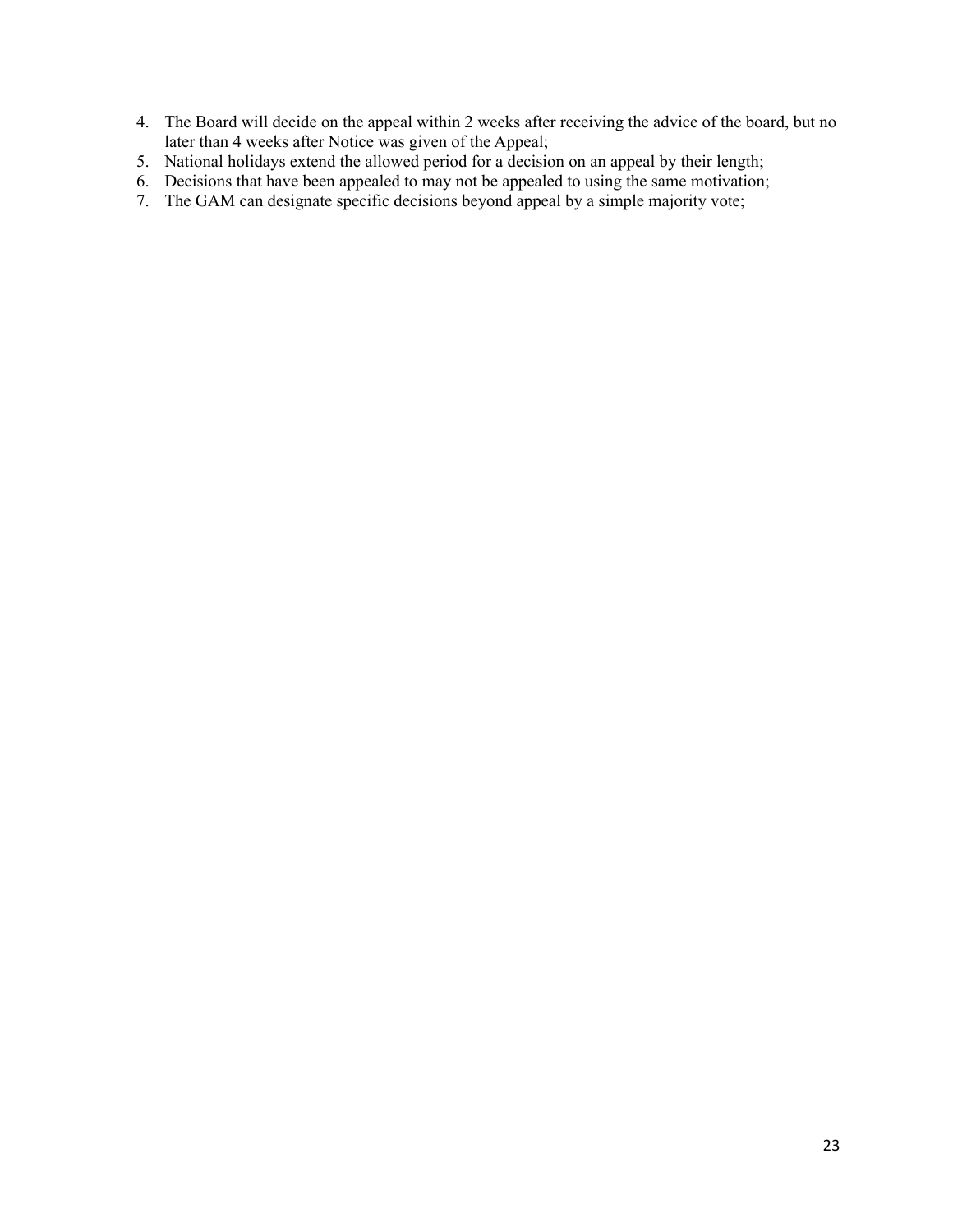4. The Board will decide on the appeal within 2 weeks after receiving the advice of the board, but no later than 4 weeks after Notice was given of the Appeal;
5. National holidays extend the allowed period for a decision on an appeal by their length;
6. Decisions that have been appealed to may not be appealed to using the same motivation;
7. The GAM can designate specific decisions beyond appeal by a simple majority vote;